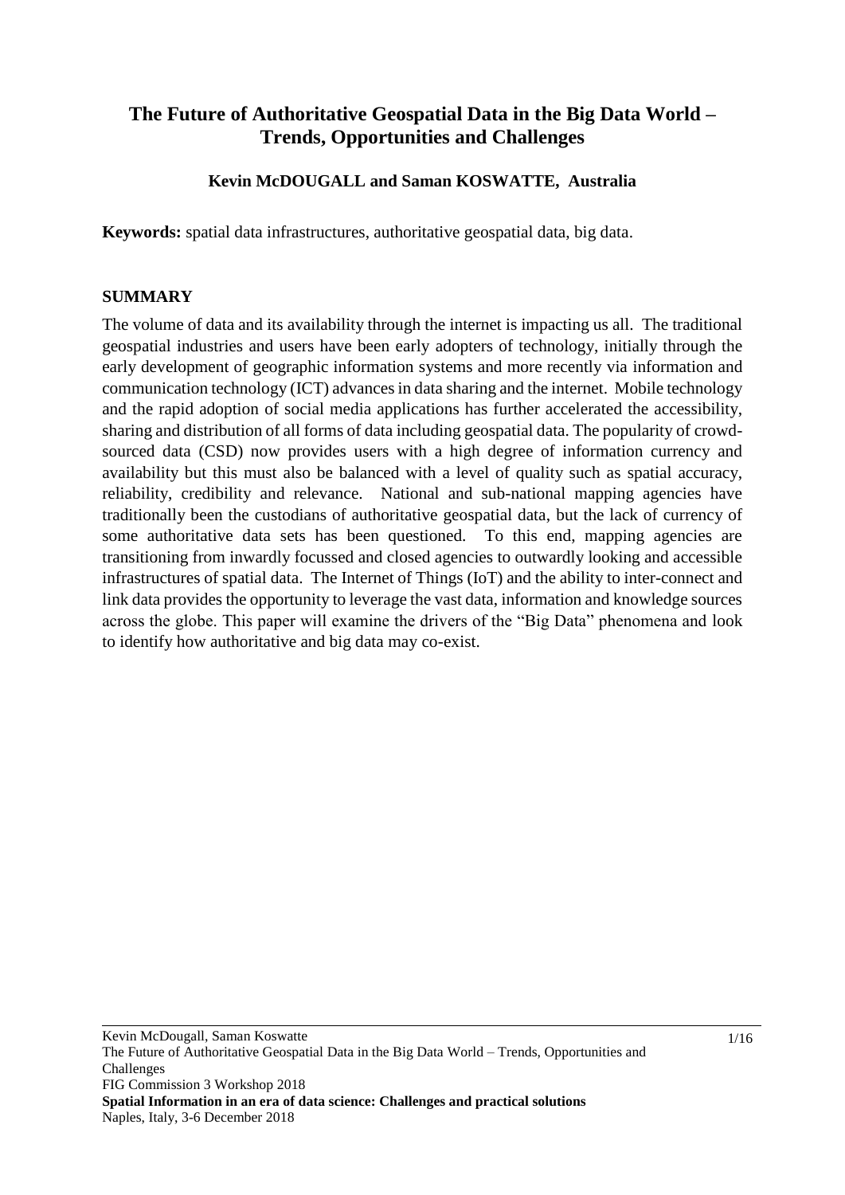# The Future of Authoritative Geospatial Data in the Big Data World – Trends, Opportunities and Challenges

**Kevin McDOUGALL and Saman KOSWATTE, Australia**

**Keywords:** spatial data infrastructures, authoritative geospatial data, big data.

## SUMMARY

The volume of data and its availability through the internet is impacting us all. The traditional geospatial industries and users have been early adopters of technology, initially through the early development of geographic information systems and more recently via information and communication technology (ICT) advances in data sharing and the internet. Mobile technology and the rapid adoption of social media applications has further accelerated the accessibility, sharing and distribution of all forms of data including geospatial data. The popularity of crowd-sourced data (CSD) now provides users with a high degree of information currency and availability but this must also be balanced with a level of quality such as spatial accuracy, reliability, credibility and relevance. National and sub-national mapping agencies have traditionally been the custodians of authoritative geospatial data, but the lack of currency of some authoritative data sets has been questioned. To this end, mapping agencies are transitioning from inwardly focussed and closed agencies to outwardly looking and accessible infrastructures of spatial data. The Internet of Things (IoT) and the ability to inter-connect and link data provides the opportunity to leverage the vast data, information and knowledge sources across the globe. This paper will examine the drivers of the "Big Data" phenomena and look to identify how authoritative and big data may co-exist.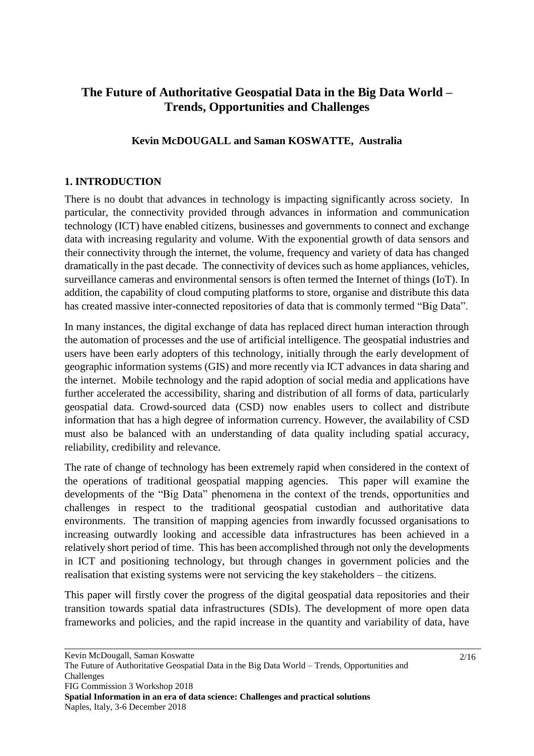# The Future of Authoritative Geospatial Data in the Big Data World – Trends, Opportunities and Challenges

**Kevin McDOUGALL and Saman KOSWATTE, Australia**

## 1. INTRODUCTION

There is no doubt that advances in technology is impacting significantly across society. In particular, the connectivity provided through advances in information and communication technology (ICT) have enabled citizens, businesses and governments to connect and exchange data with increasing regularity and volume. With the exponential growth of data sensors and their connectivity through the internet, the volume, frequency and variety of data has changed dramatically in the past decade. The connectivity of devices such as home appliances, vehicles, surveillance cameras and environmental sensors is often termed the Internet of things (IoT). In addition, the capability of cloud computing platforms to store, organise and distribute this data has created massive inter-connected repositories of data that is commonly termed "Big Data".

In many instances, the digital exchange of data has replaced direct human interaction through the automation of processes and the use of artificial intelligence. The geospatial industries and users have been early adopters of this technology, initially through the early development of geographic information systems (GIS) and more recently via ICT advances in data sharing and the internet. Mobile technology and the rapid adoption of social media and applications have further accelerated the accessibility, sharing and distribution of all forms of data, particularly geospatial data. Crowd-sourced data (CSD) now enables users to collect and distribute information that has a high degree of information currency. However, the availability of CSD must also be balanced with an understanding of data quality including spatial accuracy, reliability, credibility and relevance.

The rate of change of technology has been extremely rapid when considered in the context of the operations of traditional geospatial mapping agencies. This paper will examine the developments of the "Big Data" phenomena in the context of the trends, opportunities and challenges in respect to the traditional geospatial custodian and authoritative data environments. The transition of mapping agencies from inwardly focussed organisations to increasing outwardly looking and accessible data infrastructures has been achieved in a relatively short period of time. This has been accomplished through not only the developments in ICT and positioning technology, but through changes in government policies and the realisation that existing systems were not servicing the key stakeholders – the citizens.

This paper will firstly cover the progress of the digital geospatial data repositories and their transition towards spatial data infrastructures (SDIs). The development of more open data frameworks and policies, and the rapid increase in the quantity and variability of data, have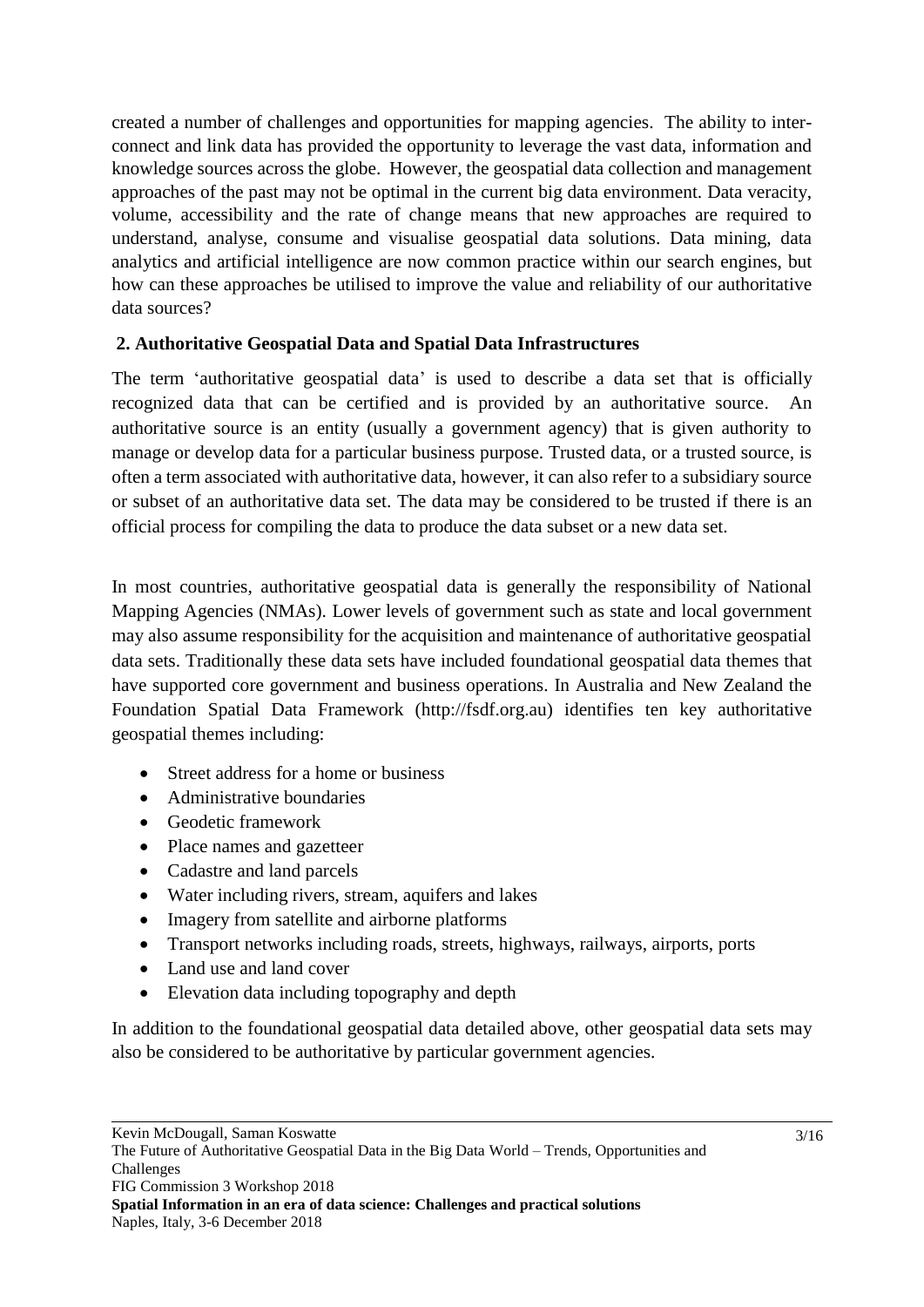created a number of challenges and opportunities for mapping agencies. The ability to inter-connect and link data has provided the opportunity to leverage the vast data, information and knowledge sources across the globe. However, the geospatial data collection and management approaches of the past may not be optimal in the current big data environment. Data veracity, volume, accessibility and the rate of change means that new approaches are required to understand, analyse, consume and visualise geospatial data solutions. Data mining, data analytics and artificial intelligence are now common practice within our search engines, but how can these approaches be utilised to improve the value and reliability of our authoritative data sources?

## 2. Authoritative Geospatial Data and Spatial Data Infrastructures

The term 'authoritative geospatial data' is used to describe a data set that is officially recognized data that can be certified and is provided by an authoritative source. An authoritative source is an entity (usually a government agency) that is given authority to manage or develop data for a particular business purpose. Trusted data, or a trusted source, is often a term associated with authoritative data, however, it can also refer to a subsidiary source or subset of an authoritative data set. The data may be considered to be trusted if there is an official process for compiling the data to produce the data subset or a new data set.

In most countries, authoritative geospatial data is generally the responsibility of National Mapping Agencies (NMAs). Lower levels of government such as state and local government may also assume responsibility for the acquisition and maintenance of authoritative geospatial data sets. Traditionally these data sets have included foundational geospatial data themes that have supported core government and business operations. In Australia and New Zealand the Foundation Spatial Data Framework (http://fsdf.org.au) identifies ten key authoritative geospatial themes including:

- Street address for a home or business
- Administrative boundaries
- Geodetic framework
- Place names and gazetteer
- Cadastre and land parcels
- Water including rivers, stream, aquifers and lakes
- Imagery from satellite and airborne platforms
- Transport networks including roads, streets, highways, railways, airports, ports
- Land use and land cover
- Elevation data including topography and depth

In addition to the foundational geospatial data detailed above, other geospatial data sets may also be considered to be authoritative by particular government agencies.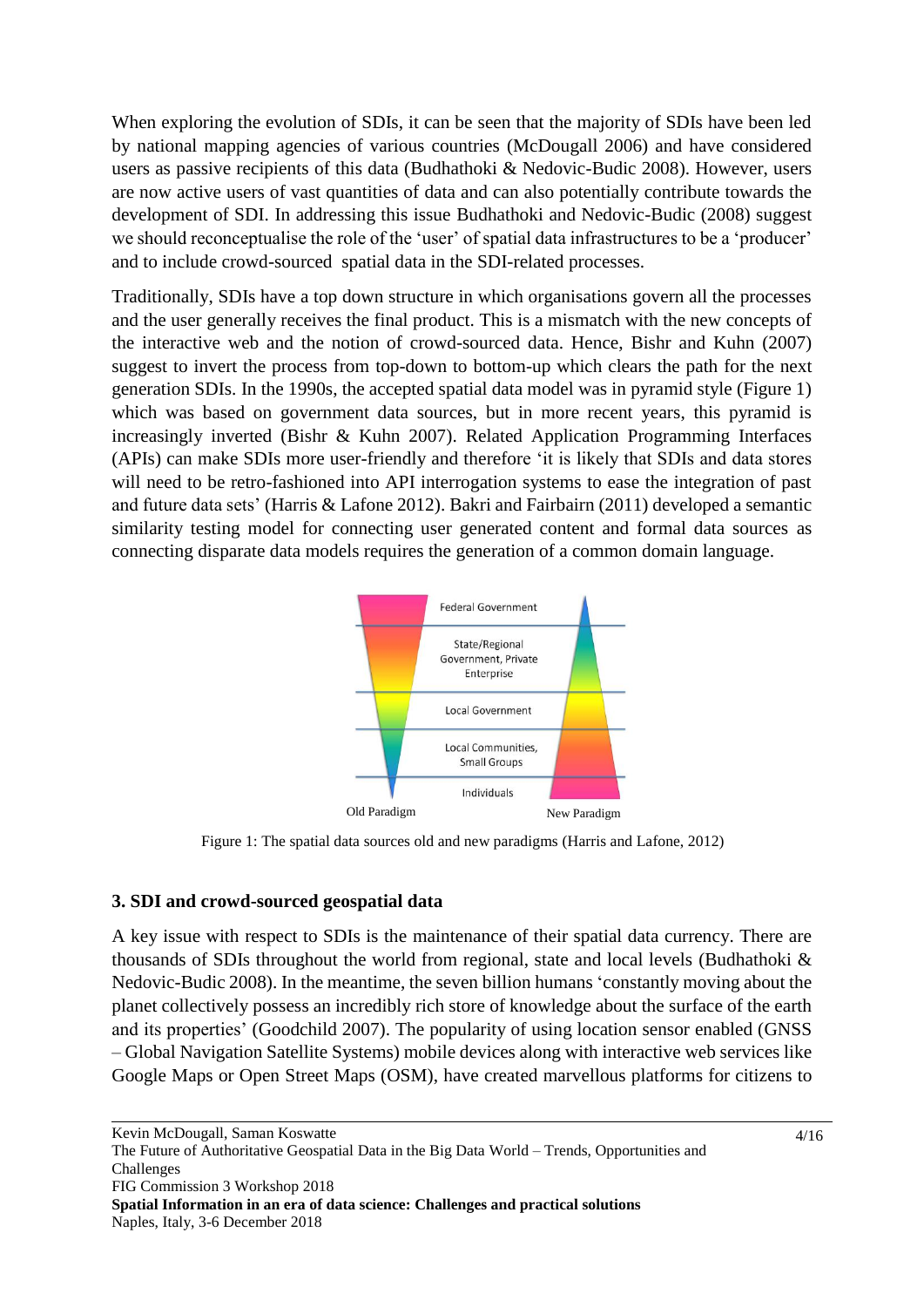When exploring the evolution of SDIs, it can be seen that the majority of SDIs have been led by national mapping agencies of various countries (McDougall 2006) and have considered users as passive recipients of this data (Budhathoki & Nedovic-Budic 2008). However, users are now active users of vast quantities of data and can also potentially contribute towards the development of SDI. In addressing this issue Budhathoki and Nedovic-Budic (2008) suggest we should reconceptualise the role of the 'user' of spatial data infrastructures to be a 'producer' and to include crowd-sourced spatial data in the SDI-related processes.

Traditionally, SDIs have a top down structure in which organisations govern all the processes and the user generally receives the final product. This is a mismatch with the new concepts of the interactive web and the notion of crowd-sourced data. Hence, Bishr and Kuhn (2007) suggest to invert the process from top-down to bottom-up which clears the path for the next generation SDIs. In the 1990s, the accepted spatial data model was in pyramid style (Figure 1) which was based on government data sources, but in more recent years, this pyramid is increasingly inverted (Bishr & Kuhn 2007). Related Application Programming Interfaces (APIs) can make SDIs more user-friendly and therefore 'it is likely that SDIs and data stores will need to be retro-fashioned into API interrogation systems to ease the integration of past and future data sets' (Harris & Lafone 2012). Bakri and Fairbairn (2011) developed a semantic similarity testing model for connecting user generated content and formal data sources as connecting disparate data models requires the generation of a common domain language.

Federal Government

State/Regional Government, Private Enterprise

Local Government

Local Communities, Small Groups

Individuals

Old Paradigm — New Paradigm

Figure 1: The spatial data sources old and new paradigms (Harris and Lafone, 2012)

### 3. SDI and crowd-sourced geospatial data

A key issue with respect to SDIs is the maintenance of their spatial data currency. There are thousands of SDIs throughout the world from regional, state and local levels (Budhathoki & Nedovic-Budic 2008). In the meantime, the seven billion humans 'constantly moving about the planet collectively possess an incredibly rich store of knowledge about the surface of the earth and its properties' (Goodchild 2007). The popularity of using location sensor enabled (GNSS – Global Navigation Satellite Systems) mobile devices along with interactive web services like Google Maps or Open Street Maps (OSM), have created marvellous platforms for citizens to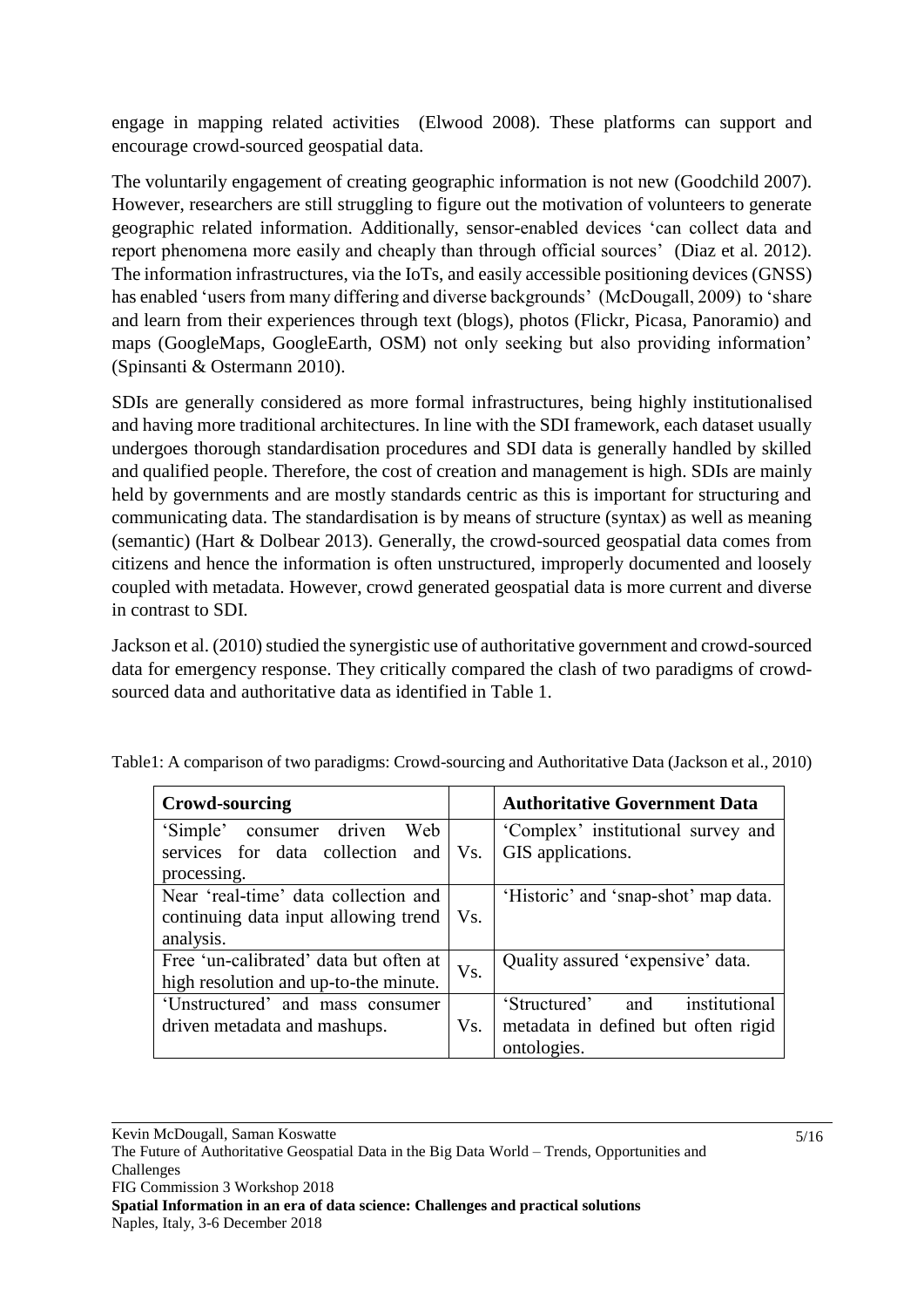engage in mapping related activities (Elwood 2008). These platforms can support and encourage crowd-sourced geospatial data.

The voluntarily engagement of creating geographic information is not new (Goodchild 2007). However, researchers are still struggling to figure out the motivation of volunteers to generate geographic related information. Additionally, sensor-enabled devices 'can collect data and report phenomena more easily and cheaply than through official sources' (Diaz et al. 2012). The information infrastructures, via the IoTs, and easily accessible positioning devices (GNSS) has enabled 'users from many differing and diverse backgrounds' (McDougall, 2009) to 'share and learn from their experiences through text (blogs), photos (Flickr, Picasa, Panoramio) and maps (GoogleMaps, GoogleEarth, OSM) not only seeking but also providing information' (Spinsanti & Ostermann 2010).

SDIs are generally considered as more formal infrastructures, being highly institutionalised and having more traditional architectures. In line with the SDI framework, each dataset usually undergoes thorough standardisation procedures and SDI data is generally handled by skilled and qualified people. Therefore, the cost of creation and management is high. SDIs are mainly held by governments and are mostly standards centric as this is important for structuring and communicating data. The standardisation is by means of structure (syntax) as well as meaning (semantic) (Hart & Dolbear 2013). Generally, the crowd-sourced geospatial data comes from citizens and hence the information is often unstructured, improperly documented and loosely coupled with metadata. However, crowd generated geospatial data is more current and diverse in contrast to SDI.

Jackson et al. (2010) studied the synergistic use of authoritative government and crowd-sourced data for emergency response. They critically compared the clash of two paradigms of crowd-sourced data and authoritative data as identified in Table 1.

Table1: A comparison of two paradigms: Crowd-sourcing and Authoritative Data (Jackson et al., 2010)

| **Crowd-sourcing** | | **Authoritative Government Data** |
|---|---|---|
| 'Simple' consumer driven Web services for data collection and processing. | Vs. | 'Complex' institutional survey and GIS applications. |
| Near 'real-time' data collection and continuing data input allowing trend analysis. | Vs. | 'Historic' and 'snap-shot' map data. |
| Free 'un-calibrated' data but often at high resolution and up-to-the minute. | Vs. | Quality assured 'expensive' data. |
| 'Unstructured' and mass consumer driven metadata and mashups. | Vs. | 'Structured' and institutional metadata in defined but often rigid ontologies. |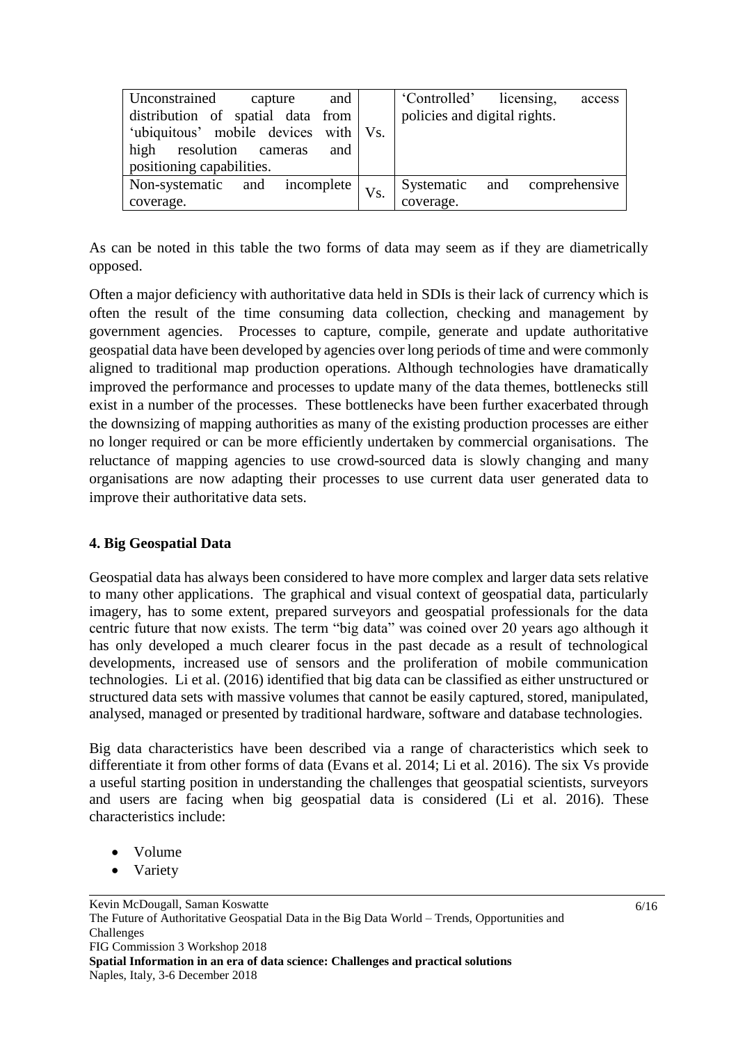| Unconstrained capture and distribution of spatial data from 'ubiquitous' mobile devices with high resolution cameras and positioning capabilities. | Vs. | 'Controlled' licensing, access policies and digital rights. |
|---|---|---|
| Non-systematic and incomplete coverage. | Vs. | Systematic and comprehensive coverage. |

As can be noted in this table the two forms of data may seem as if they are diametrically opposed.

Often a major deficiency with authoritative data held in SDIs is their lack of currency which is often the result of the time consuming data collection, checking and management by government agencies. Processes to capture, compile, generate and update authoritative geospatial data have been developed by agencies over long periods of time and were commonly aligned to traditional map production operations. Although technologies have dramatically improved the performance and processes to update many of the data themes, bottlenecks still exist in a number of the processes. These bottlenecks have been further exacerbated through the downsizing of mapping authorities as many of the existing production processes are either no longer required or can be more efficiently undertaken by commercial organisations. The reluctance of mapping agencies to use crowd-sourced data is slowly changing and many organisations are now adapting their processes to use current data user generated data to improve their authoritative data sets.

## 4. Big Geospatial Data

Geospatial data has always been considered to have more complex and larger data sets relative to many other applications. The graphical and visual context of geospatial data, particularly imagery, has to some extent, prepared surveyors and geospatial professionals for the data centric future that now exists. The term "big data" was coined over 20 years ago although it has only developed a much clearer focus in the past decade as a result of technological developments, increased use of sensors and the proliferation of mobile communication technologies. Li et al. (2016) identified that big data can be classified as either unstructured or structured data sets with massive volumes that cannot be easily captured, stored, manipulated, analysed, managed or presented by traditional hardware, software and database technologies.

Big data characteristics have been described via a range of characteristics which seek to differentiate it from other forms of data (Evans et al. 2014; Li et al. 2016). The six Vs provide a useful starting position in understanding the challenges that geospatial scientists, surveyors and users are facing when big geospatial data is considered (Li et al. 2016). These characteristics include:

- Volume
- Variety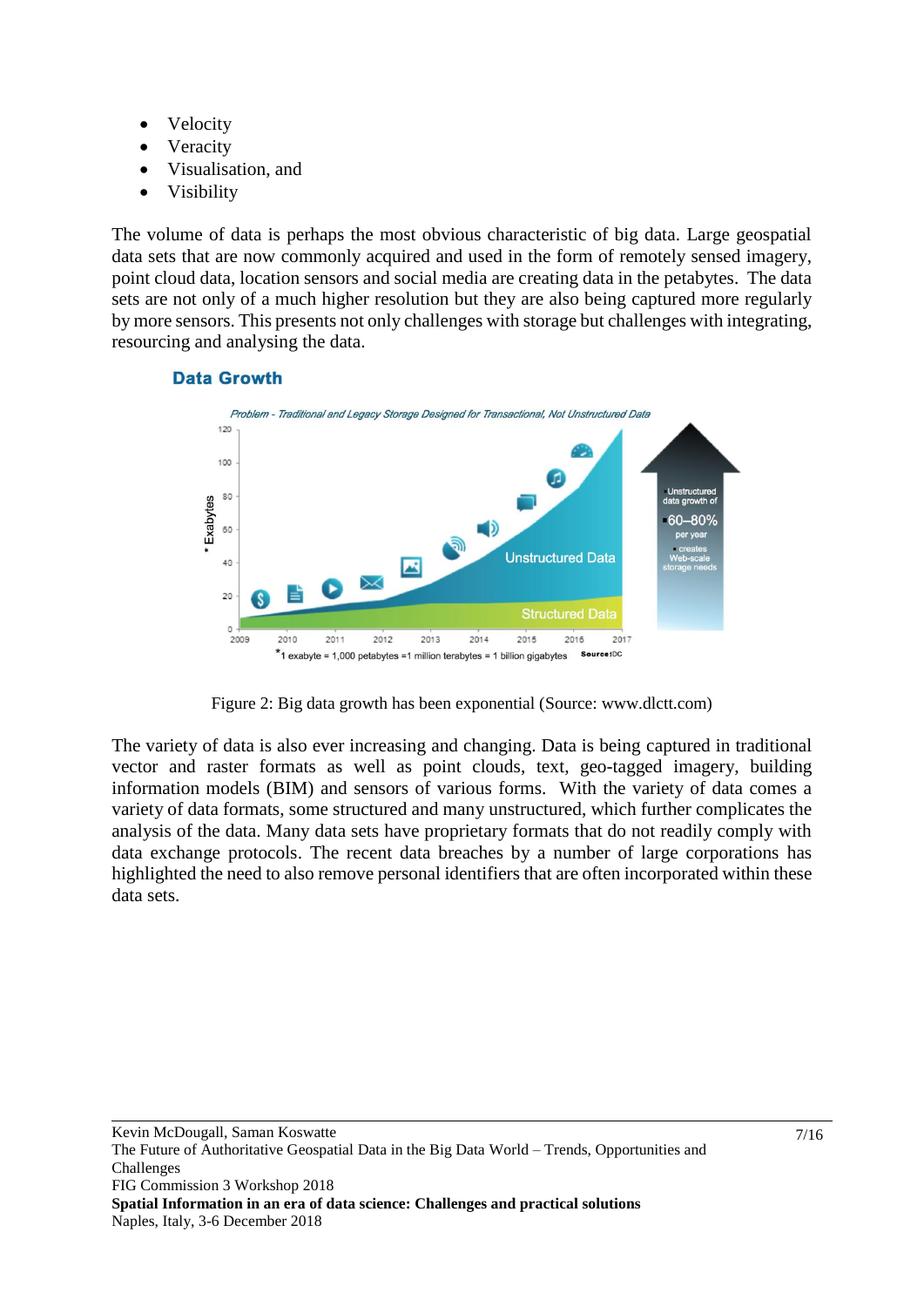- Velocity
- Veracity
- Visualisation, and
- Visibility

The volume of data is perhaps the most obvious characteristic of big data. Large geospatial data sets that are now commonly acquired and used in the form of remotely sensed imagery, point cloud data, location sensors and social media are creating data in the petabytes. The data sets are not only of a much higher resolution but they are also being captured more regularly by more sensors. This presents not only challenges with storage but challenges with integrating, resourcing and analysing the data.

Figure 2: Big data growth has been exponential (Source: www.dlctt.com)

The variety of data is also ever increasing and changing. Data is being captured in traditional vector and raster formats as well as point clouds, text, geo-tagged imagery, building information models (BIM) and sensors of various forms. With the variety of data comes a variety of data formats, some structured and many unstructured, which further complicates the analysis of the data. Many data sets have proprietary formats that do not readily comply with data exchange protocols. The recent data breaches by a number of large corporations has highlighted the need to also remove personal identifiers that are often incorporated within these data sets.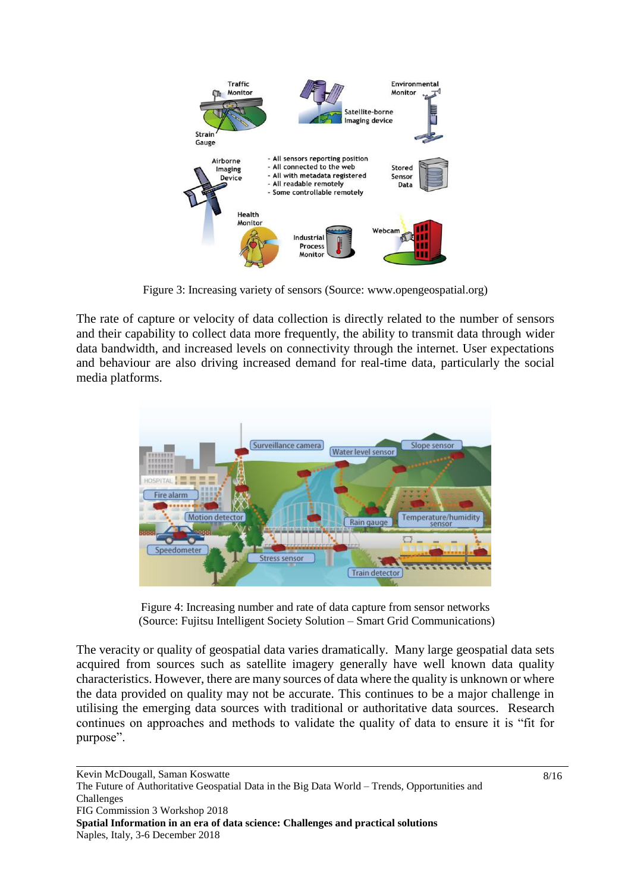Figure 3: Increasing variety of sensors (Source: www.opengeospatial.org)

The rate of capture or velocity of data collection is directly related to the number of sensors and their capability to collect data more frequently, the ability to transmit data through wider data bandwidth, and increased levels on connectivity through the internet. User expectations and behaviour are also driving increased demand for real-time data, particularly the social media platforms.

Figure 4: Increasing number and rate of data capture from sensor networks (Source: Fujitsu Intelligent Society Solution – Smart Grid Communications)

The veracity or quality of geospatial data varies dramatically. Many large geospatial data sets acquired from sources such as satellite imagery generally have well known data quality characteristics. However, there are many sources of data where the quality is unknown or where the data provided on quality may not be accurate. This continues to be a major challenge in utilising the emerging data sources with traditional or authoritative data sources. Research continues on approaches and methods to validate the quality of data to ensure it is "fit for purpose".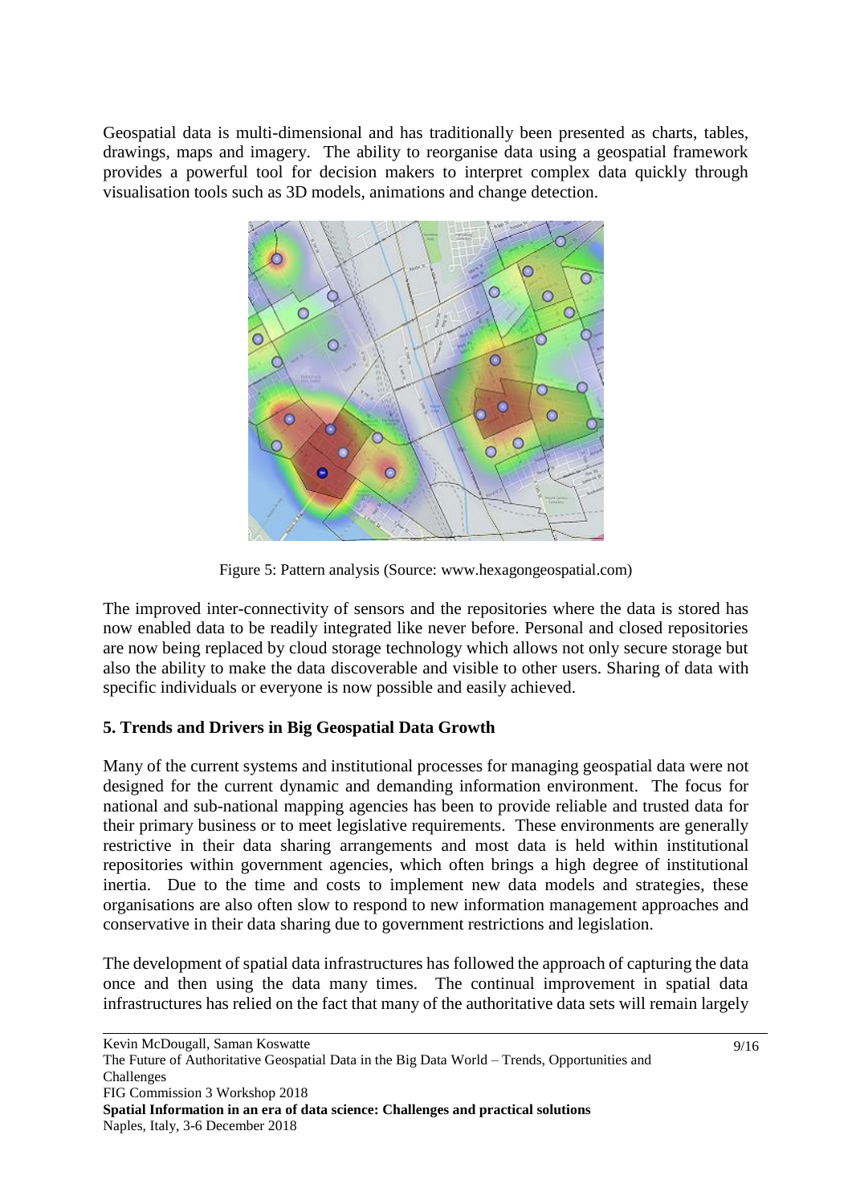Geospatial data is multi-dimensional and has traditionally been presented as charts, tables, drawings, maps and imagery. The ability to reorganise data using a geospatial framework provides a powerful tool for decision makers to interpret complex data quickly through visualisation tools such as 3D models, animations and change detection.

Figure 5: Pattern analysis (Source: www.hexagongeospatial.com)

The improved inter-connectivity of sensors and the repositories where the data is stored has now enabled data to be readily integrated like never before. Personal and closed repositories are now being replaced by cloud storage technology which allows not only secure storage but also the ability to make the data discoverable and visible to other users. Sharing of data with specific individuals or everyone is now possible and easily achieved.

## 5. Trends and Drivers in Big Geospatial Data Growth

Many of the current systems and institutional processes for managing geospatial data were not designed for the current dynamic and demanding information environment. The focus for national and sub-national mapping agencies has been to provide reliable and trusted data for their primary business or to meet legislative requirements. These environments are generally restrictive in their data sharing arrangements and most data is held within institutional repositories within government agencies, which often brings a high degree of institutional inertia. Due to the time and costs to implement new data models and strategies, these organisations are also often slow to respond to new information management approaches and conservative in their data sharing due to government restrictions and legislation.

The development of spatial data infrastructures has followed the approach of capturing the data once and then using the data many times. The continual improvement in spatial data infrastructures has relied on the fact that many of the authoritative data sets will remain largely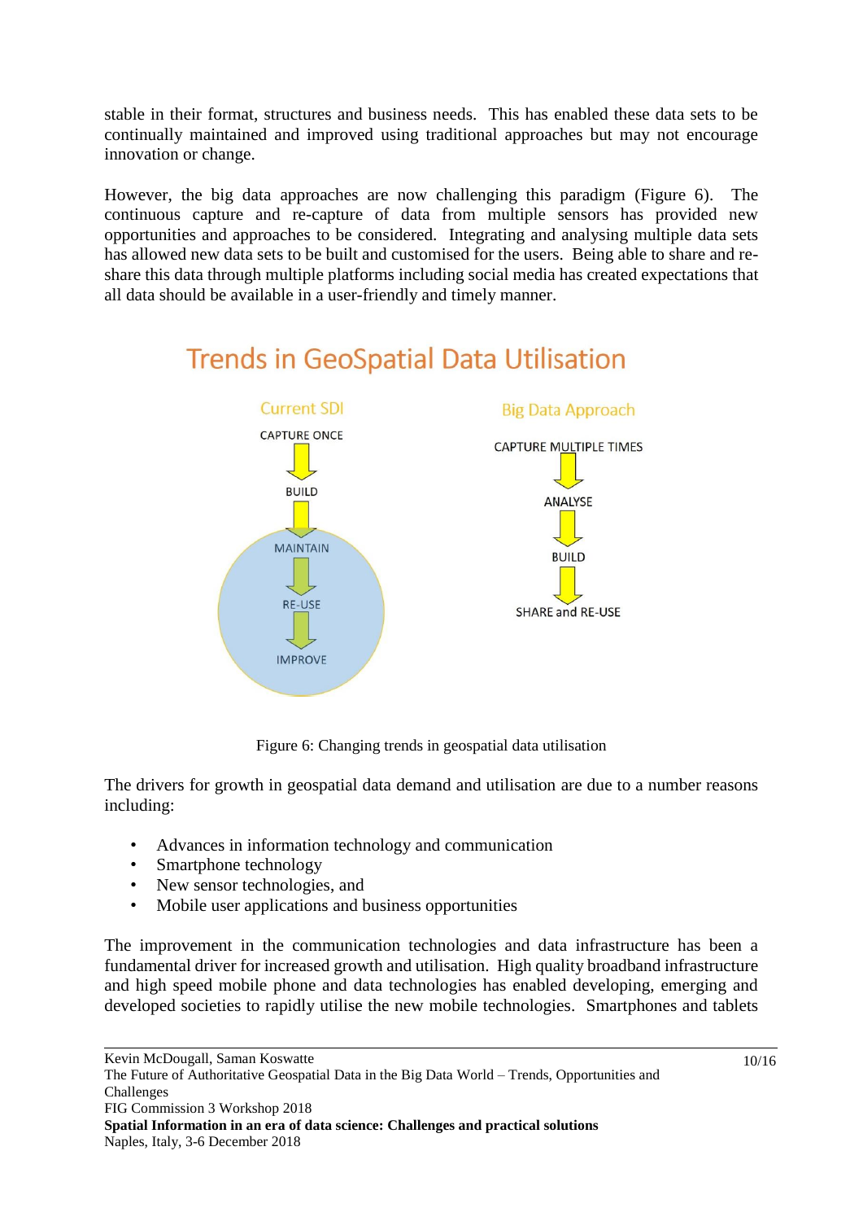stable in their format, structures and business needs. This has enabled these data sets to be continually maintained and improved using traditional approaches but may not encourage innovation or change.

However, the big data approaches are now challenging this paradigm (Figure 6). The continuous capture and re-capture of data from multiple sensors has provided new opportunities and approaches to be considered. Integrating and analysing multiple data sets has allowed new data sets to be built and customised for the users. Being able to share and re-share this data through multiple platforms including social media has created expectations that all data should be available in a user-friendly and timely manner.

Trends in GeoSpatial Data Utilisation

| Current SDI | Big Data Approach |
| --- | --- |
| CAPTURE ONCE | CAPTURE MULTIPLE TIMES |
| BUILD | ANALYSE |
| MAINTAIN | BUILD |
| RE-USE | SHARE and RE-USE |
| IMPROVE | |

Figure 6: Changing trends in geospatial data utilisation

The drivers for growth in geospatial data demand and utilisation are due to a number reasons including:

- Advances in information technology and communication
- Smartphone technology
- New sensor technologies, and
- Mobile user applications and business opportunities

The improvement in the communication technologies and data infrastructure has been a fundamental driver for increased growth and utilisation. High quality broadband infrastructure and high speed mobile phone and data technologies has enabled developing, emerging and developed societies to rapidly utilise the new mobile technologies. Smartphones and tablets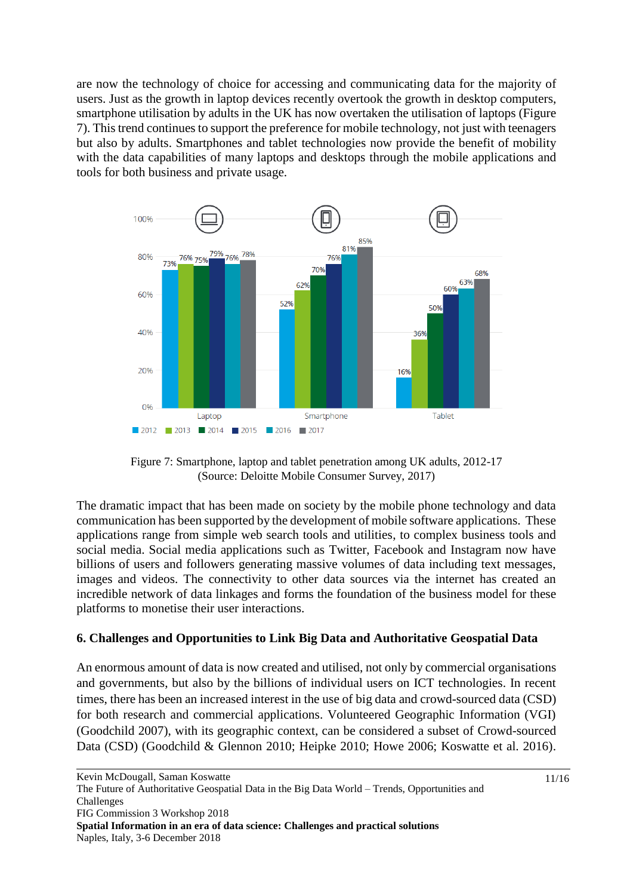are now the technology of choice for accessing and communicating data for the majority of users. Just as the growth in laptop devices recently overtook the growth in desktop computers, smartphone utilisation by adults in the UK has now overtaken the utilisation of laptops (Figure 7). This trend continues to support the preference for mobile technology, not just with teenagers but also by adults. Smartphones and tablet technologies now provide the benefit of mobility with the data capabilities of many laptops and desktops through the mobile applications and tools for both business and private usage.

Figure 7: Smartphone, laptop and tablet penetration among UK adults, 2012-17
(Source: Deloitte Mobile Consumer Survey, 2017)

The dramatic impact that has been made on society by the mobile phone technology and data communication has been supported by the development of mobile software applications. These applications range from simple web search tools and utilities, to complex business tools and social media. Social media applications such as Twitter, Facebook and Instagram now have billions of users and followers generating massive volumes of data including text messages, images and videos. The connectivity to other data sources via the internet has created an incredible network of data linkages and forms the foundation of the business model for these platforms to monetise their user interactions.

## 6. Challenges and Opportunities to Link Big Data and Authoritative Geospatial Data

An enormous amount of data is now created and utilised, not only by commercial organisations and governments, but also by the billions of individual users on ICT technologies. In recent times, there has been an increased interest in the use of big data and crowd-sourced data (CSD) for both research and commercial applications. Volunteered Geographic Information (VGI) (Goodchild 2007), with its geographic context, can be considered a subset of Crowd-sourced Data (CSD) (Goodchild & Glennon 2010; Heipke 2010; Howe 2006; Koswatte et al. 2016).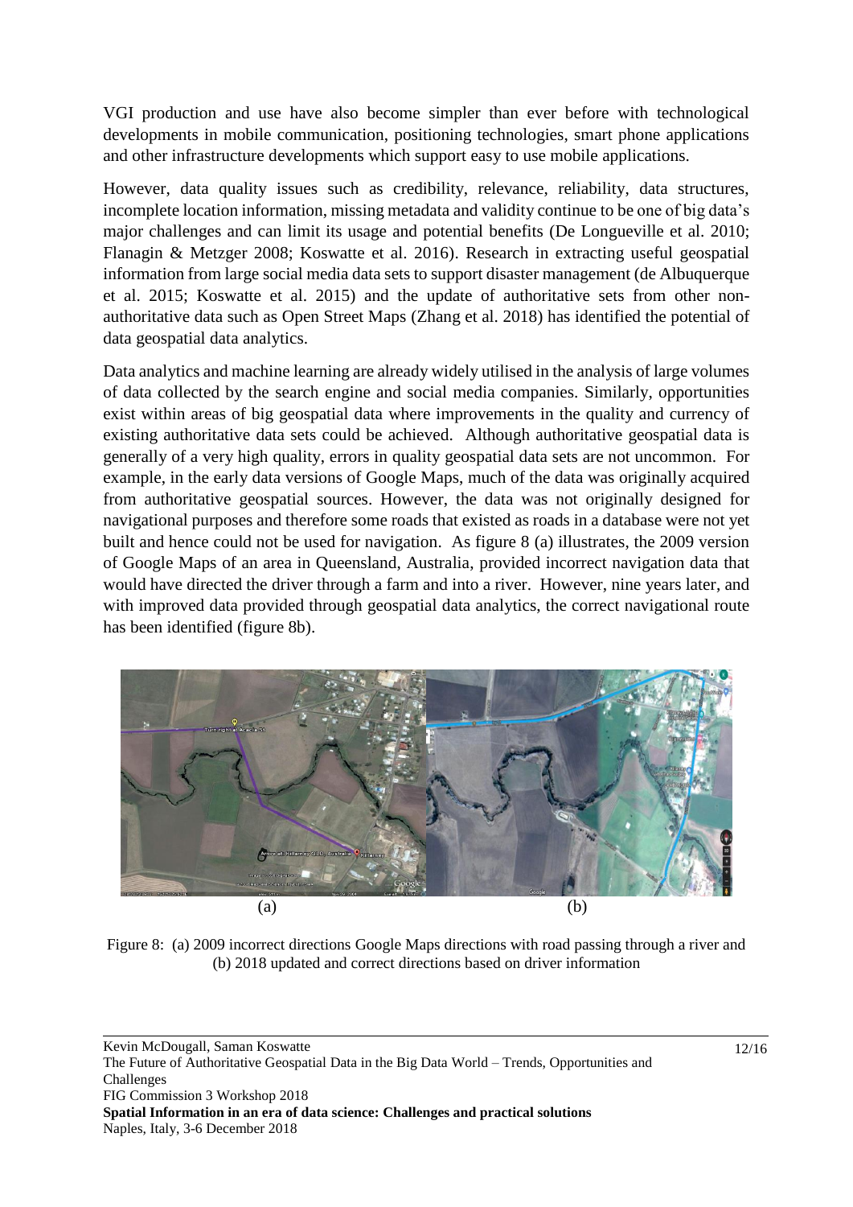VGI production and use have also become simpler than ever before with technological developments in mobile communication, positioning technologies, smart phone applications and other infrastructure developments which support easy to use mobile applications.

However, data quality issues such as credibility, relevance, reliability, data structures, incomplete location information, missing metadata and validity continue to be one of big data's major challenges and can limit its usage and potential benefits (De Longueville et al. 2010; Flanagin & Metzger 2008; Koswatte et al. 2016). Research in extracting useful geospatial information from large social media data sets to support disaster management (de Albuquerque et al. 2015; Koswatte et al. 2015) and the update of authoritative sets from other non-authoritative data such as Open Street Maps (Zhang et al. 2018) has identified the potential of data geospatial data analytics.

Data analytics and machine learning are already widely utilised in the analysis of large volumes of data collected by the search engine and social media companies. Similarly, opportunities exist within areas of big geospatial data where improvements in the quality and currency of existing authoritative data sets could be achieved. Although authoritative geospatial data is generally of a very high quality, errors in quality geospatial data sets are not uncommon. For example, in the early data versions of Google Maps, much of the data was originally acquired from authoritative geospatial sources. However, the data was not originally designed for navigational purposes and therefore some roads that existed as roads in a database were not yet built and hence could not be used for navigation. As figure 8 (a) illustrates, the 2009 version of Google Maps of an area in Queensland, Australia, provided incorrect navigation data that would have directed the driver through a farm and into a river. However, nine years later, and with improved data provided through geospatial data analytics, the correct navigational route has been identified (figure 8b).

(a) (b)

Figure 8: (a) 2009 incorrect directions Google Maps directions with road passing through a river and (b) 2018 updated and correct directions based on driver information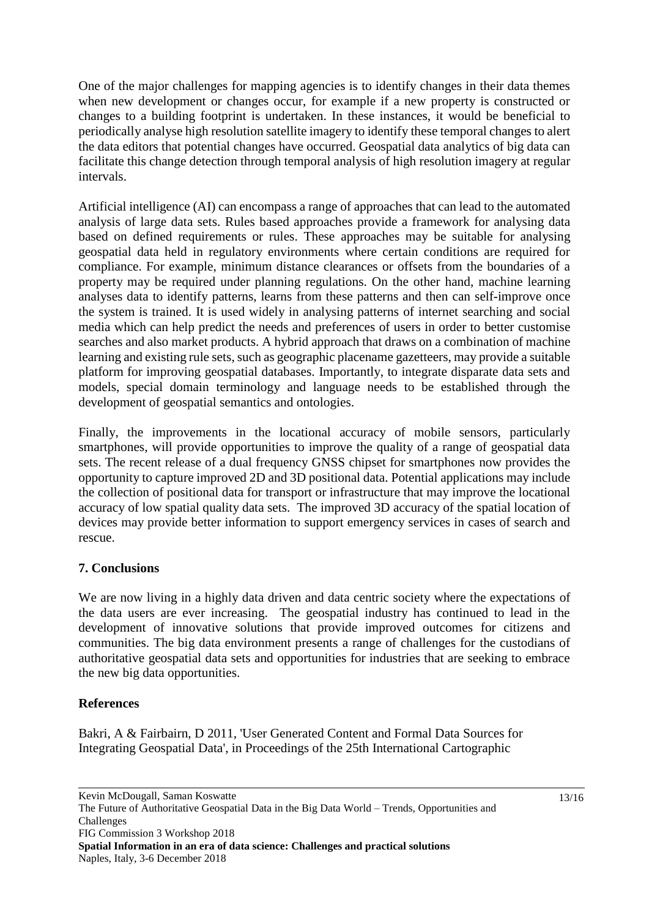One of the major challenges for mapping agencies is to identify changes in their data themes when new development or changes occur, for example if a new property is constructed or changes to a building footprint is undertaken. In these instances, it would be beneficial to periodically analyse high resolution satellite imagery to identify these temporal changes to alert the data editors that potential changes have occurred. Geospatial data analytics of big data can facilitate this change detection through temporal analysis of high resolution imagery at regular intervals.

Artificial intelligence (AI) can encompass a range of approaches that can lead to the automated analysis of large data sets. Rules based approaches provide a framework for analysing data based on defined requirements or rules. These approaches may be suitable for analysing geospatial data held in regulatory environments where certain conditions are required for compliance. For example, minimum distance clearances or offsets from the boundaries of a property may be required under planning regulations. On the other hand, machine learning analyses data to identify patterns, learns from these patterns and then can self-improve once the system is trained. It is used widely in analysing patterns of internet searching and social media which can help predict the needs and preferences of users in order to better customise searches and also market products. A hybrid approach that draws on a combination of machine learning and existing rule sets, such as geographic placename gazetteers, may provide a suitable platform for improving geospatial databases. Importantly, to integrate disparate data sets and models, special domain terminology and language needs to be established through the development of geospatial semantics and ontologies.

Finally, the improvements in the locational accuracy of mobile sensors, particularly smartphones, will provide opportunities to improve the quality of a range of geospatial data sets. The recent release of a dual frequency GNSS chipset for smartphones now provides the opportunity to capture improved 2D and 3D positional data. Potential applications may include the collection of positional data for transport or infrastructure that may improve the locational accuracy of low spatial quality data sets. The improved 3D accuracy of the spatial location of devices may provide better information to support emergency services in cases of search and rescue.

## 7. Conclusions

We are now living in a highly data driven and data centric society where the expectations of the data users are ever increasing. The geospatial industry has continued to lead in the development of innovative solutions that provide improved outcomes for citizens and communities. The big data environment presents a range of challenges for the custodians of authoritative geospatial data sets and opportunities for industries that are seeking to embrace the new big data opportunities.

## References

Bakri, A & Fairbairn, D 2011, 'User Generated Content and Formal Data Sources for Integrating Geospatial Data', in Proceedings of the 25th International Cartographic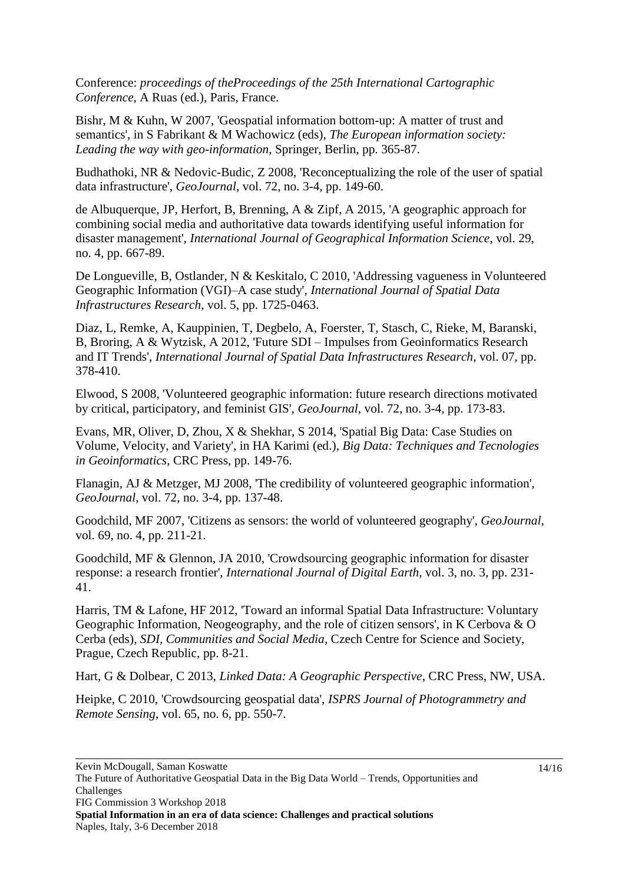Conference: *proceedings of theProceedings of the 25th International Cartographic Conference*, A Ruas (ed.), Paris, France.

Bishr, M & Kuhn, W 2007, 'Geospatial information bottom-up: A matter of trust and semantics', in S Fabrikant & M Wachowicz (eds), *The European information society: Leading the way with geo-information*, Springer, Berlin, pp. 365-87.

Budhathoki, NR & Nedovic-Budic, Z 2008, 'Reconceptualizing the role of the user of spatial data infrastructure', *GeoJournal*, vol. 72, no. 3-4, pp. 149-60.

de Albuquerque, JP, Herfort, B, Brenning, A & Zipf, A 2015, 'A geographic approach for combining social media and authoritative data towards identifying useful information for disaster management', *International Journal of Geographical Information Science*, vol. 29, no. 4, pp. 667-89.

De Longueville, B, Ostlander, N & Keskitalo, C 2010, 'Addressing vagueness in Volunteered Geographic Information (VGI)–A case study', *International Journal of Spatial Data Infrastructures Research*, vol. 5, pp. 1725-0463.

Diaz, L, Remke, A, Kauppinien, T, Degbelo, A, Foerster, T, Stasch, C, Rieke, M, Baranski, B, Broring, A & Wytzisk, A 2012, 'Future SDI – Impulses from Geoinformatics Research and IT Trends', *International Journal of Spatial Data Infrastructures Research*, vol. 07, pp. 378-410.

Elwood, S 2008, 'Volunteered geographic information: future research directions motivated by critical, participatory, and feminist GIS', *GeoJournal*, vol. 72, no. 3-4, pp. 173-83.

Evans, MR, Oliver, D, Zhou, X & Shekhar, S 2014, 'Spatial Big Data: Case Studies on Volume, Velocity, and Variety', in HA Karimi (ed.), *Big Data: Techniques and Tecnologies in Geoinformatics*, CRC Press, pp. 149-76.

Flanagin, AJ & Metzger, MJ 2008, 'The credibility of volunteered geographic information', *GeoJournal*, vol. 72, no. 3-4, pp. 137-48.

Goodchild, MF 2007, 'Citizens as sensors: the world of volunteered geography', *GeoJournal*, vol. 69, no. 4, pp. 211-21.

Goodchild, MF & Glennon, JA 2010, 'Crowdsourcing geographic information for disaster response: a research frontier', *International Journal of Digital Earth*, vol. 3, no. 3, pp. 231-41.

Harris, TM & Lafone, HF 2012, 'Toward an informal Spatial Data Infrastructure: Voluntary Geographic Information, Neogeography, and the role of citizen sensors', in K Cerbova & O Cerba (eds), *SDI, Communities and Social Media*, Czech Centre for Science and Society, Prague, Czech Republic, pp. 8-21.

Hart, G & Dolbear, C 2013, *Linked Data: A Geographic Perspective*, CRC Press, NW, USA.

Heipke, C 2010, 'Crowdsourcing geospatial data', *ISPRS Journal of Photogrammetry and Remote Sensing*, vol. 65, no. 6, pp. 550-7.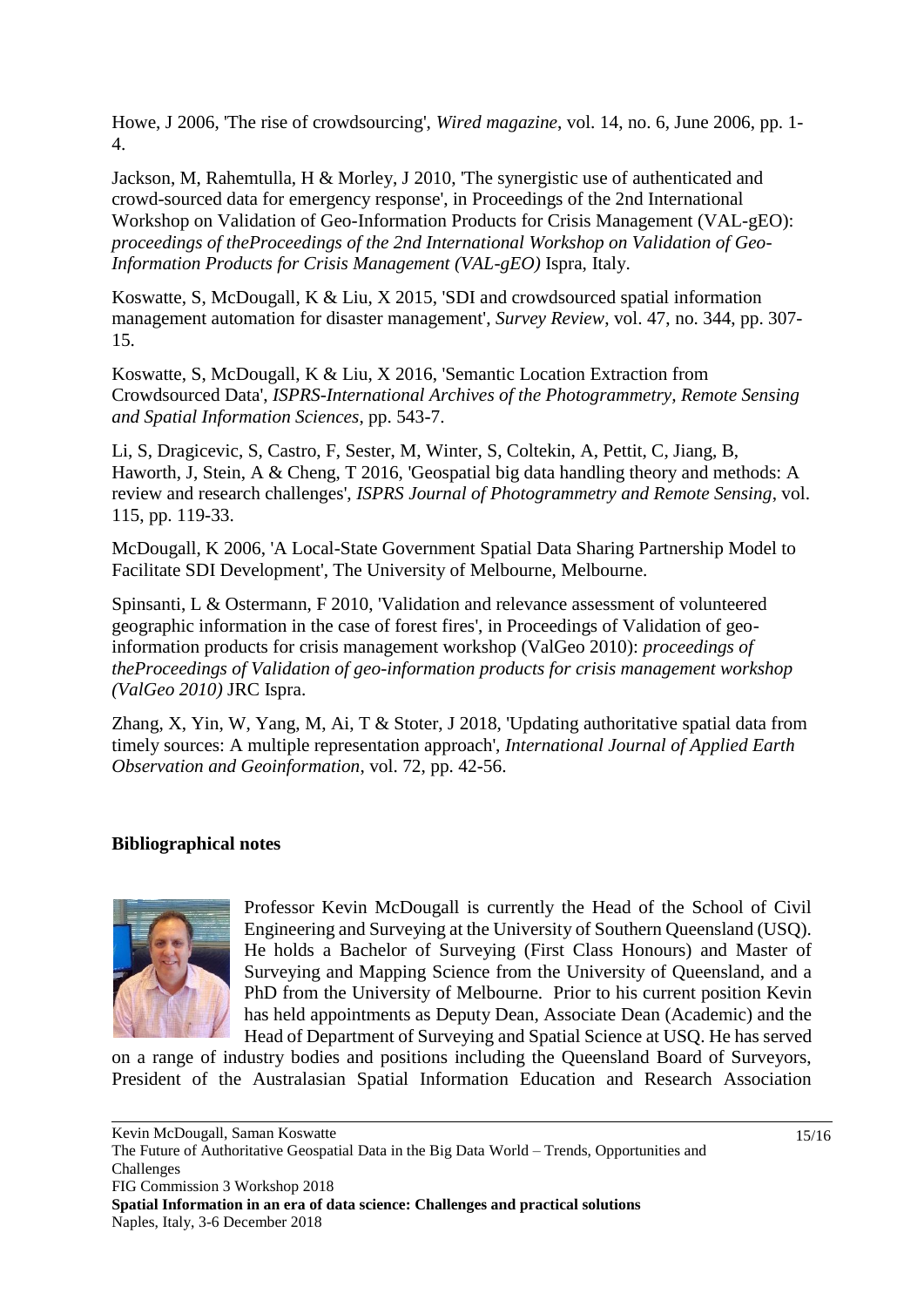Howe, J 2006, 'The rise of crowdsourcing', *Wired magazine*, vol. 14, no. 6, June 2006, pp. 1-4.

Jackson, M, Rahemtulla, H & Morley, J 2010, 'The synergistic use of authenticated and crowd-sourced data for emergency response', in Proceedings of the 2nd International Workshop on Validation of Geo-Information Products for Crisis Management (VAL-gEO): *proceedings of theProceedings of the 2nd International Workshop on Validation of Geo-Information Products for Crisis Management (VAL-gEO)* Ispra, Italy.

Koswatte, S, McDougall, K & Liu, X 2015, 'SDI and crowdsourced spatial information management automation for disaster management', *Survey Review*, vol. 47, no. 344, pp. 307-15.

Koswatte, S, McDougall, K & Liu, X 2016, 'Semantic Location Extraction from Crowdsourced Data', *ISPRS-International Archives of the Photogrammetry, Remote Sensing and Spatial Information Sciences*, pp. 543-7.

Li, S, Dragicevic, S, Castro, F, Sester, M, Winter, S, Coltekin, A, Pettit, C, Jiang, B, Haworth, J, Stein, A & Cheng, T 2016, 'Geospatial big data handling theory and methods: A review and research challenges', *ISPRS Journal of Photogrammetry and Remote Sensing*, vol. 115, pp. 119-33.

McDougall, K 2006, 'A Local-State Government Spatial Data Sharing Partnership Model to Facilitate SDI Development', The University of Melbourne, Melbourne.

Spinsanti, L & Ostermann, F 2010, 'Validation and relevance assessment of volunteered geographic information in the case of forest fires', in Proceedings of Validation of geo-information products for crisis management workshop (ValGeo 2010): *proceedings of theProceedings of Validation of geo-information products for crisis management workshop (ValGeo 2010)* JRC Ispra.

Zhang, X, Yin, W, Yang, M, Ai, T & Stoter, J 2018, 'Updating authoritative spatial data from timely sources: A multiple representation approach', *International Journal of Applied Earth Observation and Geoinformation*, vol. 72, pp. 42-56.

## Bibliographical notes

Professor Kevin McDougall is currently the Head of the School of Civil Engineering and Surveying at the University of Southern Queensland (USQ). He holds a Bachelor of Surveying (First Class Honours) and Master of Surveying and Mapping Science from the University of Queensland, and a PhD from the University of Melbourne. Prior to his current position Kevin has held appointments as Deputy Dean, Associate Dean (Academic) and the Head of Department of Surveying and Spatial Science at USQ. He has served on a range of industry bodies and positions including the Queensland Board of Surveyors, President of the Australasian Spatial Information Education and Research Association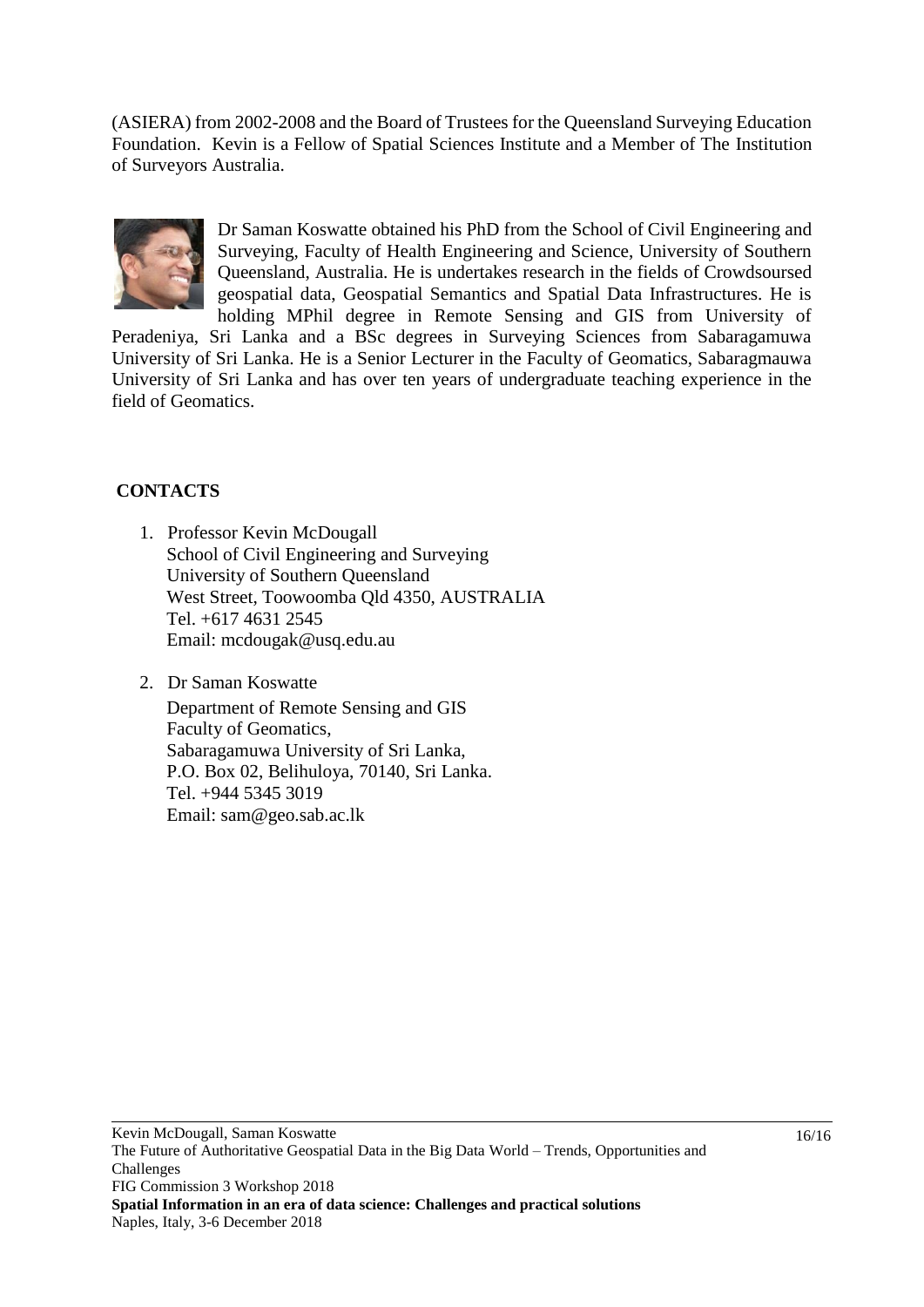(ASIERA) from 2002-2008 and the Board of Trustees for the Queensland Surveying Education Foundation. Kevin is a Fellow of Spatial Sciences Institute and a Member of The Institution of Surveyors Australia.

Dr Saman Koswatte obtained his PhD from the School of Civil Engineering and Surveying, Faculty of Health Engineering and Science, University of Southern Queensland, Australia. He is undertakes research in the fields of Crowdsoursed geospatial data, Geospatial Semantics and Spatial Data Infrastructures. He is holding MPhil degree in Remote Sensing and GIS from University of Peradeniya, Sri Lanka and a BSc degrees in Surveying Sciences from Sabaragamuwa University of Sri Lanka. He is a Senior Lecturer in the Faculty of Geomatics, Sabaragmauwa University of Sri Lanka and has over ten years of undergraduate teaching experience in the field of Geomatics.

## CONTACTS

1. Professor Kevin McDougall
   School of Civil Engineering and Surveying
   University of Southern Queensland
   West Street, Toowoomba Qld 4350, AUSTRALIA
   Tel. +617 4631 2545
   Email: mcdougak@usq.edu.au

2. Dr Saman Koswatte
   Department of Remote Sensing and GIS
   Faculty of Geomatics,
   Sabaragamuwa University of Sri Lanka,
   P.O. Box 02, Belihuloya, 70140, Sri Lanka.
   Tel. +944 5345 3019
   Email: sam@geo.sab.ac.lk